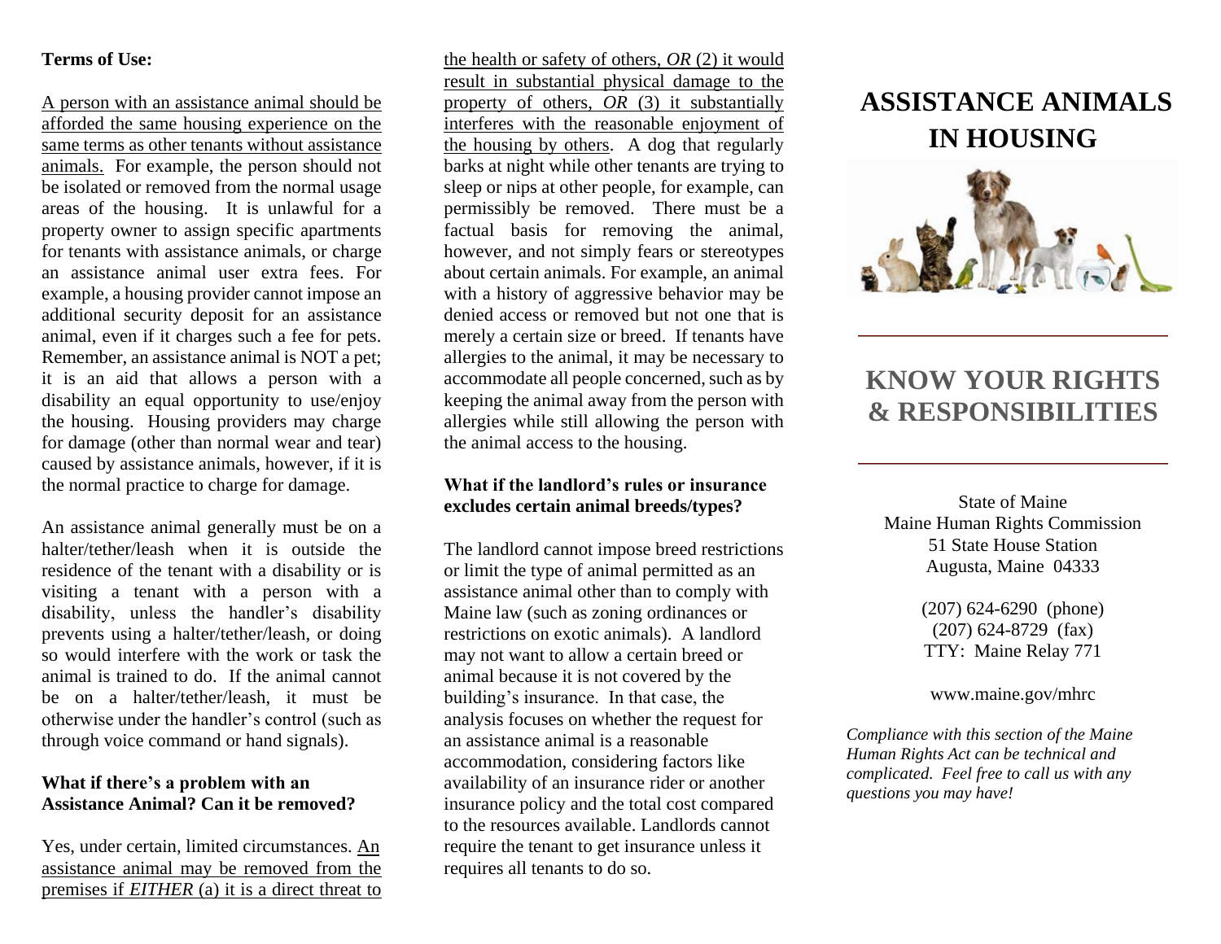**Terms of Use:**

A person with an assistance animal should be afforded the same housing experience on the same terms as other tenants without assistance animals. For example, the person should not be isolated or removed from the normal usage areas of the housing. It is unlawful for a property owner to assign specific apartments for tenants with assistance animals, or charge an assistance animal user extra fees. For example, a housing provider cannot impose an additional security deposit for an assistance animal, even if it charges such a fee for pets. Remember, an assistance animal is NOT a pet; it is an aid that allows a person with a disability an equal opportunity to use/enjoy the housing. Housing providers may charge for damage (other than normal wear and tear) caused by assistance animals, however, if it is the normal practice to charge for damage.

An assistance animal generally must be on a halter/tether/leash when it is outside the residence of the tenant with a disability or is visiting a tenant with a person with a disability, unless the handler's disability prevents using a halter/tether/leash, or doing so would interfere with the work or task the animal is trained to do. If the animal cannot be on a halter/tether/leash, it must be otherwise under the handler's control (such as through voice command or hand signals).

**What if there's a problem with an Assistance Animal? Can it be removed?**

Yes, under certain, limited circumstances. An assistance animal may be removed from the premises if *EITHER* (a) it is a direct threat to the health or safety of others, *OR* (2) it would result in substantial physical damage to the property of others, *OR* (3) it substantially interferes with the reasonable enjoyment of the housing by others. A dog that regularly barks at night while other tenants are trying to sleep or nips at other people, for example, can permissibly be removed. There must be a factual basis for removing the animal, however, and not simply fears or stereotypes about certain animals. For example, an animal with a history of aggressive behavior may be denied access or removed but not one that is merely a certain size or breed. If tenants have allergies to the animal, it may be necessary to accommodate all people concerned, such as by keeping the animal away from the person with allergies while still allowing the person with the animal access to the housing.

**What if the landlord's rules or insurance excludes certain animal breeds/types?**

The landlord cannot impose breed restrictions or limit the type of animal permitted as an assistance animal other than to comply with Maine law (such as zoning ordinances or restrictions on exotic animals). A landlord may not want to allow a certain breed or animal because it is not covered by the building's insurance. In that case, the analysis focuses on whether the request for an assistance animal is a reasonable accommodation, considering factors like availability of an insurance rider or another insurance policy and the total cost compared to the resources available. Landlords cannot require the tenant to get insurance unless it requires all tenants to do so.

# ASSISTANCE ANIMALS IN HOUSING

## KNOW YOUR RIGHTS & RESPONSIBILITIES

State of Maine
Maine Human Rights Commission
51 State House Station
Augusta, Maine 04333

(207) 624-6290 (phone)
(207) 624-8729 (fax)
TTY: Maine Relay 771

www.maine.gov/mhrc

*Compliance with this section of the Maine Human Rights Act can be technical and complicated. Feel free to call us with any questions you may have!*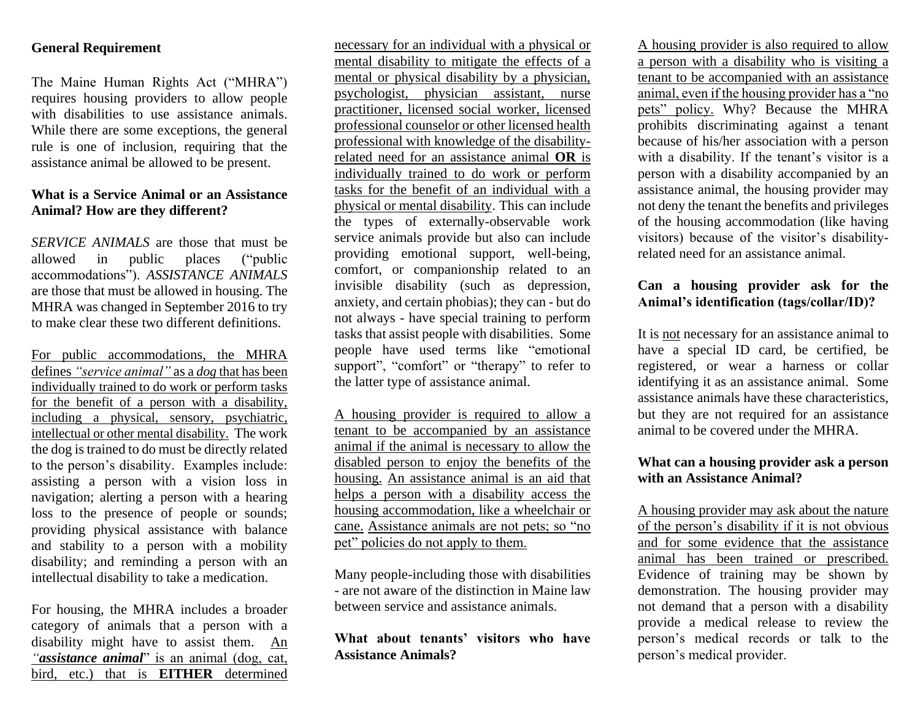**General Requirement**

The Maine Human Rights Act ("MHRA") requires housing providers to allow people with disabilities to use assistance animals. While there are some exceptions, the general rule is one of inclusion, requiring that the assistance animal be allowed to be present.

**What is a Service Animal or an Assistance Animal? How are they different?**

*SERVICE ANIMALS* are those that must be allowed in public places ("public accommodations"). *ASSISTANCE ANIMALS* are those that must be allowed in housing. The MHRA was changed in September 2016 to try to make clear these two different definitions.

For public accommodations, the MHRA defines *"service animal"* as a *dog* that has been individually trained to do work or perform tasks for the benefit of a person with a disability, including a physical, sensory, psychiatric, intellectual or other mental disability. The work the dog is trained to do must be directly related to the person's disability. Examples include: assisting a person with a vision loss in navigation; alerting a person with a hearing loss to the presence of people or sounds; providing physical assistance with balance and stability to a person with a mobility disability; and reminding a person with an intellectual disability to take a medication.

For housing, the MHRA includes a broader category of animals that a person with a disability might have to assist them. An *"**assistance animal**"* is an animal (dog, cat, bird, etc.) that is **EITHER** determined necessary for an individual with a physical or mental disability to mitigate the effects of a mental or physical disability by a physician, psychologist, physician assistant, nurse practitioner, licensed social worker, licensed professional counselor or other licensed health professional with knowledge of the disability-related need for an assistance animal **OR** is individually trained to do work or perform tasks for the benefit of an individual with a physical or mental disability. This can include the types of externally-observable work service animals provide but also can include providing emotional support, well-being, comfort, or companionship related to an invisible disability (such as depression, anxiety, and certain phobias); they can - but do not always - have special training to perform tasks that assist people with disabilities. Some people have used terms like "emotional support", "comfort" or "therapy" to refer to the latter type of assistance animal.

A housing provider is required to allow a tenant to be accompanied by an assistance animal if the animal is necessary to allow the disabled person to enjoy the benefits of the housing. An assistance animal is an aid that helps a person with a disability access the housing accommodation, like a wheelchair or cane. Assistance animals are not pets; so "no pet" policies do not apply to them.

Many people-including those with disabilities - are not aware of the distinction in Maine law between service and assistance animals.

**What about tenants' visitors who have Assistance Animals?**

A housing provider is also required to allow a person with a disability who is visiting a tenant to be accompanied with an assistance animal, even if the housing provider has a "no pets" policy. Why? Because the MHRA prohibits discriminating against a tenant because of his/her association with a person with a disability. If the tenant's visitor is a person with a disability accompanied by an assistance animal, the housing provider may not deny the tenant the benefits and privileges of the housing accommodation (like having visitors) because of the visitor's disability-related need for an assistance animal.

**Can a housing provider ask for the Animal's identification (tags/collar/ID)?**

It is not necessary for an assistance animal to have a special ID card, be certified, be registered, or wear a harness or collar identifying it as an assistance animal. Some assistance animals have these characteristics, but they are not required for an assistance animal to be covered under the MHRA.

**What can a housing provider ask a person with an Assistance Animal?**

A housing provider may ask about the nature of the person's disability if it is not obvious and for some evidence that the assistance animal has been trained or prescribed. Evidence of training may be shown by demonstration. The housing provider may not demand that a person with a disability provide a medical release to review the person's medical records or talk to the person's medical provider.